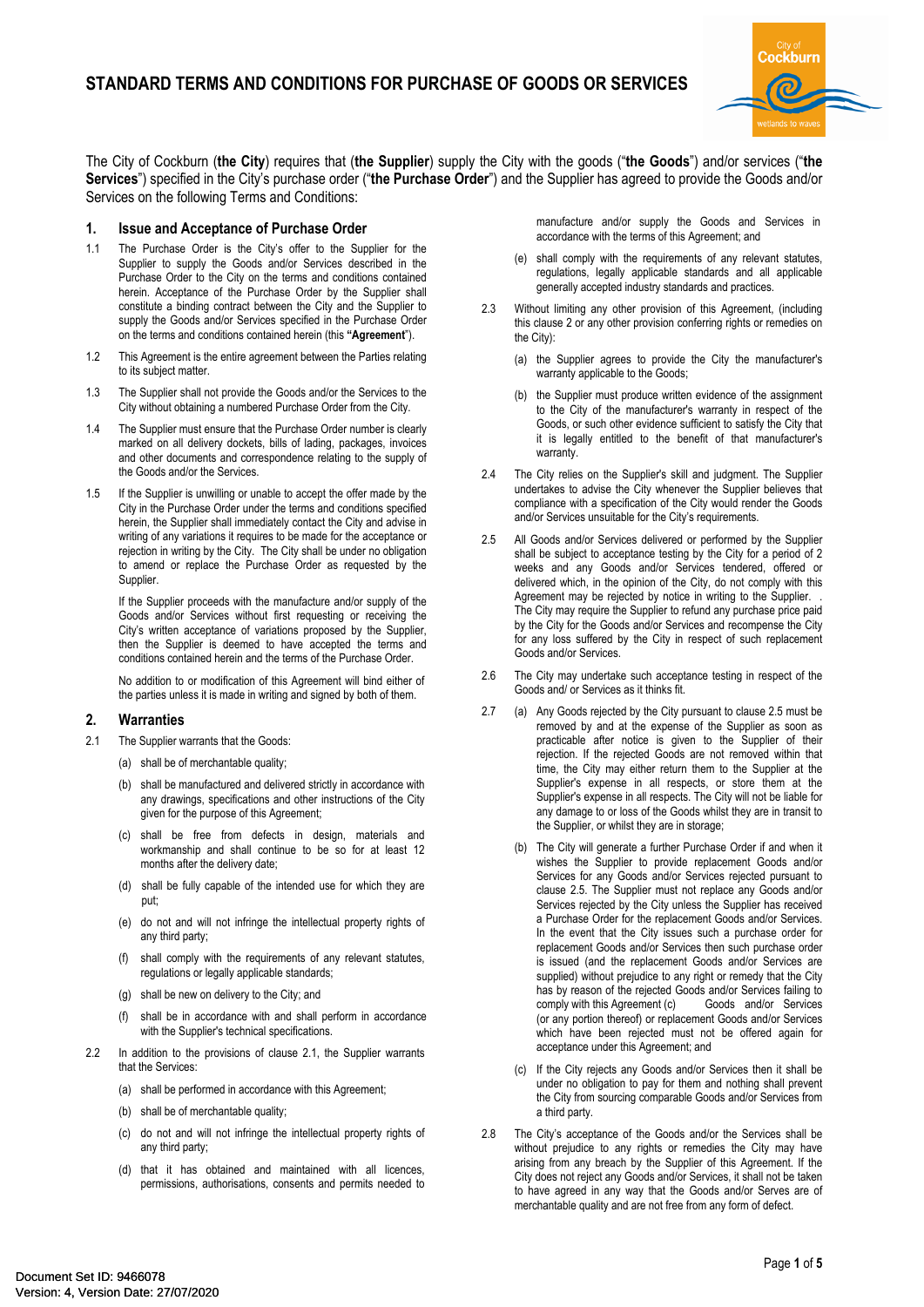# STANDARD TERMS AND CONDITIONS FOR PURCHASE OF GOODS OR SERVICES

The City of Cockburn (**the City**) requires that (**the Supplier**) supply the City with the goods ("**the Goods**") and/or services ("**the Services**") specified in the City's purchase order ("**the Purchase Order**") and the Supplier has agreed to provide the Goods and/or Services on the following Terms and Conditions:

## 1. Issue and Acceptance of Purchase Order

1.1 The Purchase Order is the City's offer to the Supplier for the Supplier to supply the Goods and/or Services described in the Purchase Order to the City on the terms and conditions contained herein. Acceptance of the Purchase Order by the Supplier shall constitute a binding contract between the City and the Supplier to supply the Goods and/or Services specified in the Purchase Order on the terms and conditions contained herein (this **"Agreement**").

1.2 This Agreement is the entire agreement between the Parties relating to its subject matter.

1.3 The Supplier shall not provide the Goods and/or the Services to the City without obtaining a numbered Purchase Order from the City.

1.4 The Supplier must ensure that the Purchase Order number is clearly marked on all delivery dockets, bills of lading, packages, invoices and other documents and correspondence relating to the supply of the Goods and/or the Services.

1.5 If the Supplier is unwilling or unable to accept the offer made by the City in the Purchase Order under the terms and conditions specified herein, the Supplier shall immediately contact the City and advise in writing of any variations it requires to be made for the acceptance or rejection in writing by the City. The City shall be under no obligation to amend or replace the Purchase Order as requested by the Supplier.

If the Supplier proceeds with the manufacture and/or supply of the Goods and/or Services without first requesting or receiving the City's written acceptance of variations proposed by the Supplier, then the Supplier is deemed to have accepted the terms and conditions contained herein and the terms of the Purchase Order.

No addition to or modification of this Agreement will bind either of the parties unless it is made in writing and signed by both of them.

## 2. Warranties

2.1 The Supplier warrants that the Goods:

(a) shall be of merchantable quality;

(b) shall be manufactured and delivered strictly in accordance with any drawings, specifications and other instructions of the City given for the purpose of this Agreement;

(c) shall be free from defects in design, materials and workmanship and shall continue to be so for at least 12 months after the delivery date;

(d) shall be fully capable of the intended use for which they are put;

(e) do not and will not infringe the intellectual property rights of any third party;

(f) shall comply with the requirements of any relevant statutes, regulations or legally applicable standards;

(g) shall be new on delivery to the City; and

(f) shall be in accordance with and shall perform in accordance with the Supplier's technical specifications.

2.2 In addition to the provisions of clause 2.1, the Supplier warrants that the Services:

(a) shall be performed in accordance with this Agreement;

(b) shall be of merchantable quality;

(c) do not and will not infringe the intellectual property rights of any third party;

(d) that it has obtained and maintained with all licences, permissions, authorisations, consents and permits needed to manufacture and/or supply the Goods and Services in accordance with the terms of this Agreement; and

(e) shall comply with the requirements of any relevant statutes, regulations, legally applicable standards and all applicable generally accepted industry standards and practices.

2.3 Without limiting any other provision of this Agreement, (including this clause 2 or any other provision conferring rights or remedies on the City):

(a) the Supplier agrees to provide the City the manufacturer's warranty applicable to the Goods;

(b) the Supplier must produce written evidence of the assignment to the City of the manufacturer's warranty in respect of the Goods, or such other evidence sufficient to satisfy the City that it is legally entitled to the benefit of that manufacturer's warranty.

2.4 The City relies on the Supplier's skill and judgment. The Supplier undertakes to advise the City whenever the Supplier believes that compliance with a specification of the City would render the Goods and/or Services unsuitable for the City's requirements.

2.5 All Goods and/or Services delivered or performed by the Supplier shall be subject to acceptance testing by the City for a period of 2 weeks and any Goods and/or Services tendered, offered or delivered which, in the opinion of the City, do not comply with this Agreement may be rejected by notice in writing to the Supplier. . The City may require the Supplier to refund any purchase price paid by the City for the Goods and/or Services and recompense the City for any loss suffered by the City in respect of such replacement Goods and/or Services.

2.6 The City may undertake such acceptance testing in respect of the Goods and/ or Services as it thinks fit.

2.7 (a) Any Goods rejected by the City pursuant to clause 2.5 must be removed by and at the expense of the Supplier as soon as practicable after notice is given to the Supplier of their rejection. If the rejected Goods are not removed within that time, the City may either return them to the Supplier at the Supplier's expense in all respects, or store them at the Supplier's expense in all respects. The City will not be liable for any damage to or loss of the Goods whilst they are in transit to the Supplier, or whilst they are in storage;

(b) The City will generate a further Purchase Order if and when it wishes the Supplier to provide replacement Goods and/or Services for any Goods and/or Services rejected pursuant to clause 2.5. The Supplier must not replace any Goods and/or Services rejected by the City unless the Supplier has received a Purchase Order for the replacement Goods and/or Services. In the event that the City issues such a purchase order for replacement Goods and/or Services then such purchase order is issued (and the replacement Goods and/or Services are supplied) without prejudice to any right or remedy that the City has by reason of the rejected Goods and/or Services failing to comply with this Agreement (c) Goods and/or Services (or any portion thereof) or replacement Goods and/or Services which have been rejected must not be offered again for acceptance under this Agreement; and

(c) If the City rejects any Goods and/or Services then it shall be under no obligation to pay for them and nothing shall prevent the City from sourcing comparable Goods and/or Services from a third party.

2.8 The City's acceptance of the Goods and/or the Services shall be without prejudice to any rights or remedies the City may have arising from any breach by the Supplier of this Agreement. If the City does not reject any Goods and/or Services, it shall not be taken to have agreed in any way that the Goods and/or Serves are of merchantable quality and are not free from any form of defect.

Document Set ID: 9466078
Version: 4, Version Date: 27/07/2020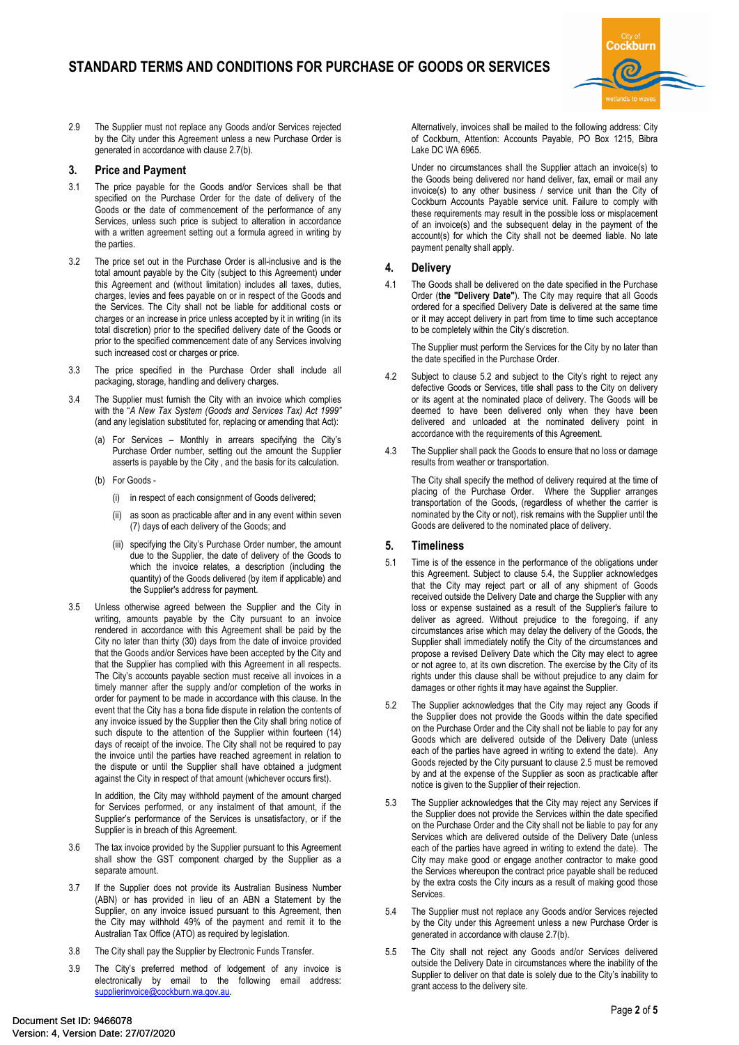2.9 The Supplier must not replace any Goods and/or Services rejected by the City under this Agreement unless a new Purchase Order is generated in accordance with clause 2.7(b).

## 3. Price and Payment

3.1 The price payable for the Goods and/or Services shall be that specified on the Purchase Order for the date of delivery of the Goods or the date of commencement of the performance of any Services, unless such price is subject to alteration in accordance with a written agreement setting out a formula agreed in writing by the parties.

3.2 The price set out in the Purchase Order is all-inclusive and is the total amount payable by the City (subject to this Agreement) under this Agreement and (without limitation) includes all taxes, duties, charges, levies and fees payable on or in respect of the Goods and the Services. The City shall not be liable for additional costs or charges or an increase in price unless accepted by it in writing (in its total discretion) prior to the specified delivery date of the Goods or prior to the specified commencement date of any Services involving such increased cost or charges or price.

3.3 The price specified in the Purchase Order shall include all packaging, storage, handling and delivery charges.

3.4 The Supplier must furnish the City with an invoice which complies with the "*A New Tax System (Goods and Services Tax) Act 1999*" (and any legislation substituted for, replacing or amending that Act):

(a) For Services – Monthly in arrears specifying the City's Purchase Order number, setting out the amount the Supplier asserts is payable by the City , and the basis for its calculation.

(b) For Goods -

(i) in respect of each consignment of Goods delivered;

(ii) as soon as practicable after and in any event within seven (7) days of each delivery of the Goods; and

(iii) specifying the City's Purchase Order number, the amount due to the Supplier, the date of delivery of the Goods to which the invoice relates, a description (including the quantity) of the Goods delivered (by item if applicable) and the Supplier's address for payment.

3.5 Unless otherwise agreed between the Supplier and the City in writing, amounts payable by the City pursuant to an invoice rendered in accordance with this Agreement shall be paid by the City no later than thirty (30) days from the date of invoice provided that the Goods and/or Services have been accepted by the City and that the Supplier has complied with this Agreement in all respects. The City's accounts payable section must receive all invoices in a timely manner after the supply and/or completion of the works in order for payment to be made in accordance with this clause. In the event that the City has a bona fide dispute in relation the contents of any invoice issued by the Supplier then the City shall bring notice of such dispute to the attention of the Supplier within fourteen (14) days of receipt of the invoice. The City shall not be required to pay the invoice until the parties have reached agreement in relation to the dispute or until the Supplier shall have obtained a judgment against the City in respect of that amount (whichever occurs first).

In addition, the City may withhold payment of the amount charged for Services performed, or any instalment of that amount, if the Supplier's performance of the Services is unsatisfactory, or if the Supplier is in breach of this Agreement.

3.6 The tax invoice provided by the Supplier pursuant to this Agreement shall show the GST component charged by the Supplier as a separate amount.

3.7 If the Supplier does not provide its Australian Business Number (ABN) or has provided in lieu of an ABN a Statement by the Supplier, on any invoice issued pursuant to this Agreement, then the City may withhold 49% of the payment and remit it to the Australian Tax Office (ATO) as required by legislation.

3.8 The City shall pay the Supplier by Electronic Funds Transfer.

3.9 The City's preferred method of lodgement of any invoice is electronically by email to the following email address: supplierinvoice@cockburn.wa.gov.au.

Alternatively, invoices shall be mailed to the following address: City of Cockburn, Attention: Accounts Payable, PO Box 1215, Bibra Lake DC WA 6965.

Under no circumstances shall the Supplier attach an invoice(s) to the Goods being delivered nor hand deliver, fax, email or mail any invoice(s) to any other business / service unit than the City of Cockburn Accounts Payable service unit. Failure to comply with these requirements may result in the possible loss or misplacement of an invoice(s) and the subsequent delay in the payment of the account(s) for which the City shall not be deemed liable. No late payment penalty shall apply.

## 4. Delivery

4.1 The Goods shall be delivered on the date specified in the Purchase Order (**the "Delivery Date"**). The City may require that all Goods ordered for a specified Delivery Date is delivered at the same time or it may accept delivery in part from time to time such acceptance to be completely within the City's discretion.

The Supplier must perform the Services for the City by no later than the date specified in the Purchase Order.

4.2 Subject to clause 5.2 and subject to the City's right to reject any defective Goods or Services, title shall pass to the City on delivery or its agent at the nominated place of delivery. The Goods will be deemed to have been delivered only when they have been delivered and unloaded at the nominated delivery point in accordance with the requirements of this Agreement.

4.3 The Supplier shall pack the Goods to ensure that no loss or damage results from weather or transportation.

The City shall specify the method of delivery required at the time of placing of the Purchase Order. Where the Supplier arranges transportation of the Goods, (regardless of whether the carrier is nominated by the City or not), risk remains with the Supplier until the Goods are delivered to the nominated place of delivery.

## 5. Timeliness

5.1 Time is of the essence in the performance of the obligations under this Agreement. Subject to clause 5.4, the Supplier acknowledges that the City may reject part or all of any shipment of Goods received outside the Delivery Date and charge the Supplier with any loss or expense sustained as a result of the Supplier's failure to deliver as agreed. Without prejudice to the foregoing, if any circumstances arise which may delay the delivery of the Goods, the Supplier shall immediately notify the City of the circumstances and propose a revised Delivery Date which the City may elect to agree or not agree to, at its own discretion. The exercise by the City of its rights under this clause shall be without prejudice to any claim for damages or other rights it may have against the Supplier.

5.2 The Supplier acknowledges that the City may reject any Goods if the Supplier does not provide the Goods within the date specified on the Purchase Order and the City shall not be liable to pay for any Goods which are delivered outside of the Delivery Date (unless each of the parties have agreed in writing to extend the date). Any Goods rejected by the City pursuant to clause 2.5 must be removed by and at the expense of the Supplier as soon as practicable after notice is given to the Supplier of their rejection.

5.3 The Supplier acknowledges that the City may reject any Services if the Supplier does not provide the Services within the date specified on the Purchase Order and the City shall not be liable to pay for any Services which are delivered outside of the Delivery Date (unless each of the parties have agreed in writing to extend the date). The City may make good or engage another contractor to make good the Services whereupon the contract price payable shall be reduced by the extra costs the City incurs as a result of making good those Services.

5.4 The Supplier must not replace any Goods and/or Services rejected by the City under this Agreement unless a new Purchase Order is generated in accordance with clause 2.7(b).

5.5 The City shall not reject any Goods and/or Services delivered outside the Delivery Date in circumstances where the inability of the Supplier to deliver on that date is solely due to the City's inability to grant access to the delivery site.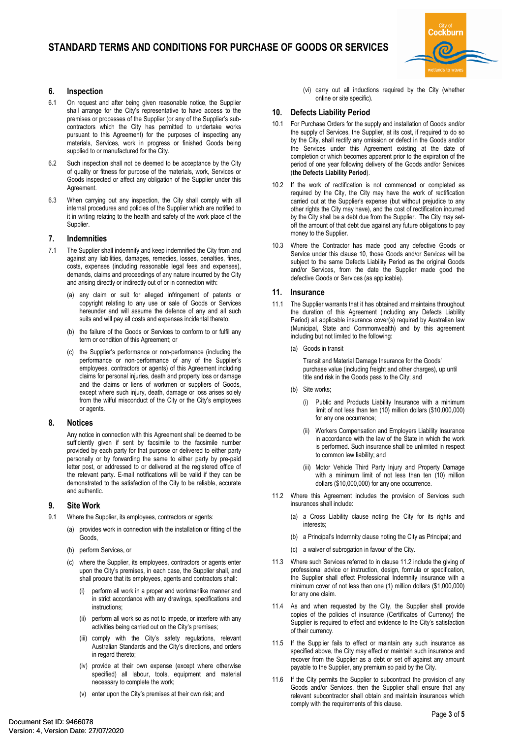## 6. Inspection

6.1 On request and after being given reasonable notice, the Supplier shall arrange for the City's representative to have access to the premises or processes of the Supplier (or any of the Supplier's sub-contractors which the City has permitted to undertake works pursuant to this Agreement) for the purposes of inspecting any materials, Services, work in progress or finished Goods being supplied to or manufactured for the City.

6.2 Such inspection shall not be deemed to be acceptance by the City of quality or fitness for purpose of the materials, work, Services or Goods inspected or affect any obligation of the Supplier under this Agreement.

6.3 When carrying out any inspection, the City shall comply with all internal procedures and policies of the Supplier which are notified to it in writing relating to the health and safety of the work place of the Supplier.

## 7. Indemnities

7.1 The Supplier shall indemnify and keep indemnified the City from and against any liabilities, damages, remedies, losses, penalties, fines, costs, expenses (including reasonable legal fees and expenses), demands, claims and proceedings of any nature incurred by the City and arising directly or indirectly out of or in connection with:

(a) any claim or suit for alleged infringement of patents or copyright relating to any use or sale of Goods or Services hereunder and will assume the defence of any and all such suits and will pay all costs and expenses incidental thereto;

(b) the failure of the Goods or Services to conform to or fulfil any term or condition of this Agreement; or

(c) the Supplier's performance or non-performance (including the performance or non-performance of any of the Supplier's employees, contractors or agents) of this Agreement including claims for personal injuries, death and property loss or damage and the claims or liens of workmen or suppliers of Goods, except where such injury, death, damage or loss arises solely from the wilful misconduct of the City or the City's employees or agents.

## 8. Notices

Any notice in connection with this Agreement shall be deemed to be sufficiently given if sent by facsimile to the facsimile number provided by each party for that purpose or delivered to either party personally or by forwarding the same to either party by pre-paid letter post, or addressed to or delivered at the registered office of the relevant party. E-mail notifications will be valid if they can be demonstrated to the satisfaction of the City to be reliable, accurate and authentic.

## 9. Site Work

9.1 Where the Supplier, its employees, contractors or agents:

(a) provides work in connection with the installation or fitting of the Goods,

(b) perform Services, or

(c) where the Supplier, its employees, contractors or agents enter upon the City's premises, in each case, the Supplier shall, and shall procure that its employees, agents and contractors shall:

(i) perform all work in a proper and workmanlike manner and in strict accordance with any drawings, specifications and instructions;

(ii) perform all work so as not to impede, or interfere with any activities being carried out on the City's premises;

(iii) comply with the City's safety regulations, relevant Australian Standards and the City's directions, and orders in regard thereto;

(iv) provide at their own expense (except where otherwise specified) all labour, tools, equipment and material necessary to complete the work;

(v) enter upon the City's premises at their own risk; and

(vi) carry out all inductions required by the City (whether online or site specific).

## 10. Defects Liability Period

10.1 For Purchase Orders for the supply and installation of Goods and/or the supply of Services, the Supplier, at its cost, if required to do so by the City, shall rectify any omission or defect in the Goods and/or the Services under this Agreement existing at the date of completion or which becomes apparent prior to the expiration of the period of one year following delivery of the Goods and/or Services (**the Defects Liability Period**).

10.2 If the work of rectification is not commenced or completed as required by the City, the City may have the work of rectification carried out at the Supplier's expense (but without prejudice to any other rights the City may have), and the cost of rectification incurred by the City shall be a debt due from the Supplier. The City may set-off the amount of that debt due against any future obligations to pay money to the Supplier.

10.3 Where the Contractor has made good any defective Goods or Service under this clause 10, those Goods and/or Services will be subject to the same Defects Liability Period as the original Goods and/or Services, from the date the Supplier made good the defective Goods or Services (as applicable).

## 11. Insurance

11.1 The Supplier warrants that it has obtained and maintains throughout the duration of this Agreement (including any Defects Liability Period) all applicable insurance cover(s) required by Australian law (Municipal, State and Commonwealth) and by this agreement including but not limited to the following:

(a) Goods in transit

Transit and Material Damage Insurance for the Goods' purchase value (including freight and other charges), up until title and risk in the Goods pass to the City; and

(b) Site works;

(i) Public and Products Liability Insurance with a minimum limit of not less than ten (10) million dollars ($10,000,000) for any one occurrence;

(ii) Workers Compensation and Employers Liability Insurance in accordance with the law of the State in which the work is performed. Such insurance shall be unlimited in respect to common law liability; and

(iii) Motor Vehicle Third Party Injury and Property Damage with a minimum limit of not less than ten (10) million dollars ($10,000,000) for any one occurrence.

11.2 Where this Agreement includes the provision of Services such insurances shall include:

(a) a Cross Liability clause noting the City for its rights and interests;

(b) a Principal's Indemnity clause noting the City as Principal; and

(c) a waiver of subrogation in favour of the City.

11.3 Where such Services referred to in clause 11.2 include the giving of professional advice or instruction, design, formula or specification, the Supplier shall effect Professional Indemnity insurance with a minimum cover of not less than one (1) million dollars ($1,000,000) for any one claim.

11.4 As and when requested by the City, the Supplier shall provide copies of the policies of insurance (Certificates of Currency) the Supplier is required to effect and evidence to the City's satisfaction of their currency.

11.5 If the Supplier fails to effect or maintain any such insurance as specified above, the City may effect or maintain such insurance and recover from the Supplier as a debt or set off against any amount payable to the Supplier, any premium so paid by the City.

11.6 If the City permits the Supplier to subcontract the provision of any Goods and/or Services, then the Supplier shall ensure that any relevant subcontractor shall obtain and maintain insurances which comply with the requirements of this clause.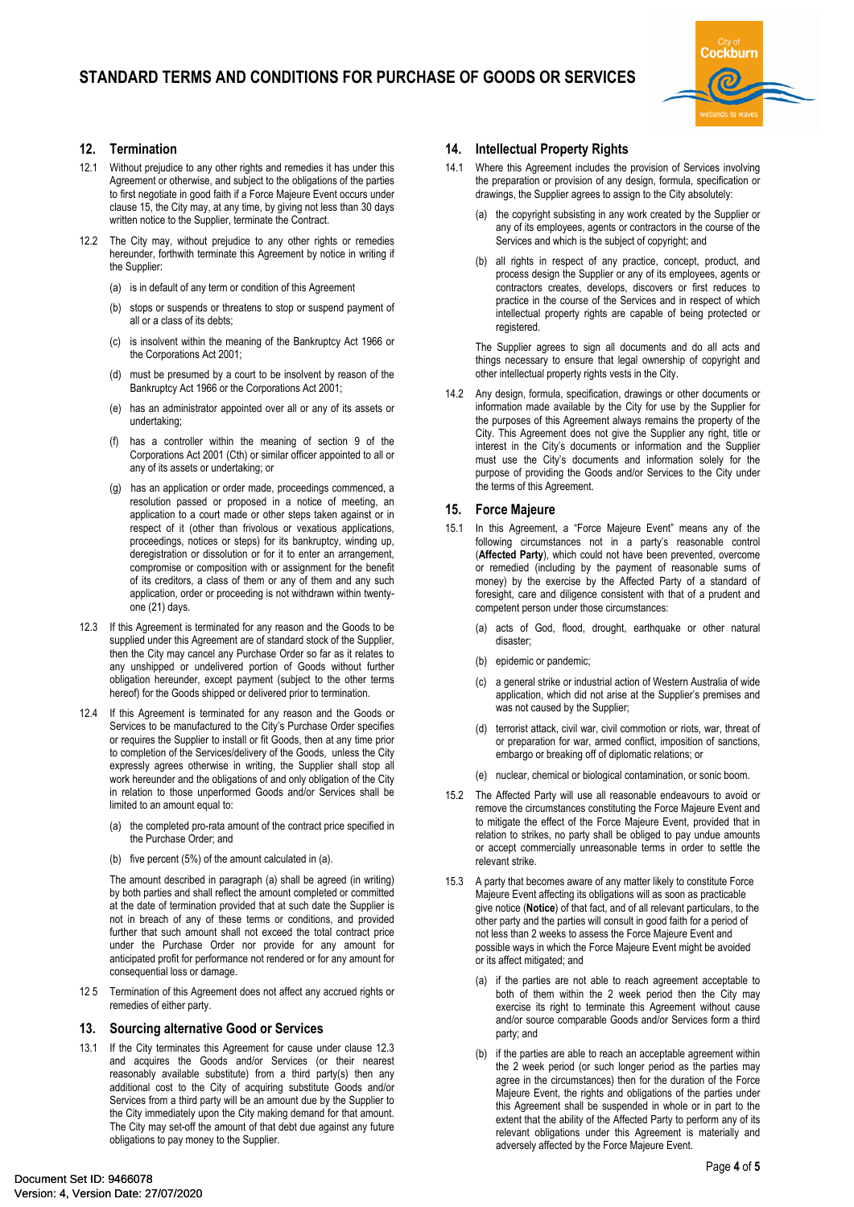## 12. Termination

12.1 Without prejudice to any other rights and remedies it has under this Agreement or otherwise, and subject to the obligations of the parties to first negotiate in good faith if a Force Majeure Event occurs under clause 15, the City may, at any time, by giving not less than 30 days written notice to the Supplier, terminate the Contract.

12.2 The City may, without prejudice to any other rights or remedies hereunder, forthwith terminate this Agreement by notice in writing if the Supplier:

(a) is in default of any term or condition of this Agreement

(b) stops or suspends or threatens to stop or suspend payment of all or a class of its debts;

(c) is insolvent within the meaning of the Bankruptcy Act 1966 or the Corporations Act 2001;

(d) must be presumed by a court to be insolvent by reason of the Bankruptcy Act 1966 or the Corporations Act 2001;

(e) has an administrator appointed over all or any of its assets or undertaking;

(f) has a controller within the meaning of section 9 of the Corporations Act 2001 (Cth) or similar officer appointed to all or any of its assets or undertaking; or

(g) has an application or order made, proceedings commenced, a resolution passed or proposed in a notice of meeting, an application to a court made or other steps taken against or in respect of it (other than frivolous or vexatious applications, proceedings, notices or steps) for its bankruptcy, winding up, deregistration or dissolution or for it to enter an arrangement, compromise or composition with or assignment for the benefit of its creditors, a class of them or any of them and any such application, order or proceeding is not withdrawn within twenty-one (21) days.

12.3 If this Agreement is terminated for any reason and the Goods to be supplied under this Agreement are of standard stock of the Supplier, then the City may cancel any Purchase Order so far as it relates to any unshipped or undelivered portion of Goods without further obligation hereunder, except payment (subject to the other terms hereof) for the Goods shipped or delivered prior to termination.

12.4 If this Agreement is terminated for any reason and the Goods or Services to be manufactured to the City's Purchase Order specifies or requires the Supplier to install or fit Goods, then at any time prior to completion of the Services/delivery of the Goods, unless the City expressly agrees otherwise in writing, the Supplier shall stop all work hereunder and the obligations of and only obligation of the City in relation to those unperformed Goods and/or Services shall be limited to an amount equal to:

(a) the completed pro-rata amount of the contract price specified in the Purchase Order; and

(b) five percent (5%) of the amount calculated in (a).

The amount described in paragraph (a) shall be agreed (in writing) by both parties and shall reflect the amount completed or committed at the date of termination provided that at such date the Supplier is not in breach of any of these terms or conditions, and provided further that such amount shall not exceed the total contract price under the Purchase Order nor provide for any amount for anticipated profit for performance not rendered or for any amount for consequential loss or damage.

12 5 Termination of this Agreement does not affect any accrued rights or remedies of either party.

## 13. Sourcing alternative Good or Services

13.1 If the City terminates this Agreement for cause under clause 12.3 and acquires the Goods and/or Services (or their nearest reasonably available substitute) from a third party(s) then any additional cost to the City of acquiring substitute Goods and/or Services from a third party will be an amount due by the Supplier to the City immediately upon the City making demand for that amount. The City may set-off the amount of that debt due against any future obligations to pay money to the Supplier.

## 14. Intellectual Property Rights

14.1 Where this Agreement includes the provision of Services involving the preparation or provision of any design, formula, specification or drawings, the Supplier agrees to assign to the City absolutely:

(a) the copyright subsisting in any work created by the Supplier or any of its employees, agents or contractors in the course of the Services and which is the subject of copyright; and

(b) all rights in respect of any practice, concept, product, and process design the Supplier or any of its employees, agents or contractors creates, develops, discovers or first reduces to practice in the course of the Services and in respect of which intellectual property rights are capable of being protected or registered.

The Supplier agrees to sign all documents and do all acts and things necessary to ensure that legal ownership of copyright and other intellectual property rights vests in the City.

14.2 Any design, formula, specification, drawings or other documents or information made available by the City for use by the Supplier for the purposes of this Agreement always remains the property of the City. This Agreement does not give the Supplier any right, title or interest in the City's documents or information and the Supplier must use the City's documents and information solely for the purpose of providing the Goods and/or Services to the City under the terms of this Agreement.

## 15. Force Majeure

15.1 In this Agreement, a "Force Majeure Event" means any of the following circumstances not in a party's reasonable control (**Affected Party**), which could not have been prevented, overcome or remedied (including by the payment of reasonable sums of money) by the exercise by the Affected Party of a standard of foresight, care and diligence consistent with that of a prudent and competent person under those circumstances:

(a) acts of God, flood, drought, earthquake or other natural disaster;

(b) epidemic or pandemic;

(c) a general strike or industrial action of Western Australia of wide application, which did not arise at the Supplier's premises and was not caused by the Supplier;

(d) terrorist attack, civil war, civil commotion or riots, war, threat of or preparation for war, armed conflict, imposition of sanctions, embargo or breaking off of diplomatic relations; or

(e) nuclear, chemical or biological contamination, or sonic boom.

15.2 The Affected Party will use all reasonable endeavours to avoid or remove the circumstances constituting the Force Majeure Event and to mitigate the effect of the Force Majeure Event, provided that in relation to strikes, no party shall be obliged to pay undue amounts or accept commercially unreasonable terms in order to settle the relevant strike.

15.3 A party that becomes aware of any matter likely to constitute Force Majeure Event affecting its obligations will as soon as practicable give notice (**Notice**) of that fact, and of all relevant particulars, to the other party and the parties will consult in good faith for a period of not less than 2 weeks to assess the Force Majeure Event and possible ways in which the Force Majeure Event might be avoided or its affect mitigated; and

(a) if the parties are not able to reach agreement acceptable to both of them within the 2 week period then the City may exercise its right to terminate this Agreement without cause and/or source comparable Goods and/or Services form a third party; and

(b) if the parties are able to reach an acceptable agreement within the 2 week period (or such longer period as the parties may agree in the circumstances) then for the duration of the Force Majeure Event, the rights and obligations of the parties under this Agreement shall be suspended in whole or in part to the extent that the ability of the Affected Party to perform any of its relevant obligations under this Agreement is materially and adversely affected by the Force Majeure Event.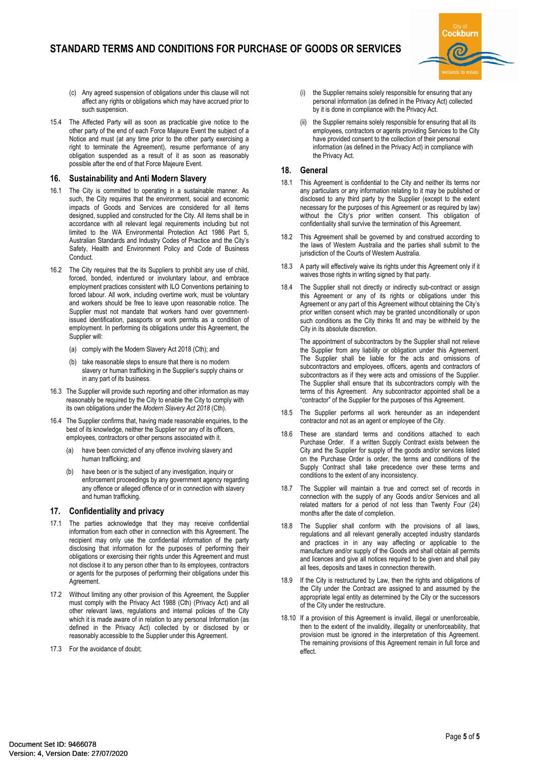(c) Any agreed suspension of obligations under this clause will not affect any rights or obligations which may have accrued prior to such suspension.

15.4 The Affected Party will as soon as practicable give notice to the other party of the end of each Force Majeure Event the subject of a Notice and must (at any time prior to the other party exercising a right to terminate the Agreement), resume performance of any obligation suspended as a result of it as soon as reasonably possible after the end of that Force Majeure Event.

## 16. Sustainability and Anti Modern Slavery

16.1 The City is committed to operating in a sustainable manner. As such, the City requires that the environment, social and economic impacts of Goods and Services are considered for all items designed, supplied and constructed for the City. All items shall be in accordance with all relevant legal requirements including but not limited to the WA Environmental Protection Act 1986 Part 5, Australian Standards and Industry Codes of Practice and the City's Safety, Health and Environment Policy and Code of Business Conduct.

16.2 The City requires that the its Suppliers to prohibit any use of child, forced, bonded, indentured or involuntary labour, and embrace employment practices consistent with ILO Conventions pertaining to forced labour. All work, including overtime work, must be voluntary and workers should be free to leave upon reasonable notice. The Supplier must not mandate that workers hand over government-issued identification, passports or work permits as a condition of employment. In performing its obligations under this Agreement, the Supplier will:

(a) comply with the Modern Slavery Act 2018 (Cth); and

(b) take reasonable steps to ensure that there is no modern slavery or human trafficking in the Supplier's supply chains or in any part of its business.

16.3 The Supplier will provide such reporting and other information as may reasonably be required by the City to enable the City to comply with its own obligations under the *Modern Slavery Act 2018* (Cth).

16.4 The Supplier confirms that, having made reasonable enquiries, to the best of its knowledge, neither the Supplier nor any of its officers, employees, contractors or other persons associated with it.

(a) have been convicted of any offence involving slavery and human trafficking; and

(b) have been or is the subject of any investigation, inquiry or enforcement proceedings by any government agency regarding any offence or alleged offence of or in connection with slavery and human trafficking.

## 17. Confidentiality and privacy

17.1 The parties acknowledge that they may receive confidential information from each other in connection with this Agreement. The recipient may only use the confidential information of the party disclosing that information for the purposes of performing their obligations or exercising their rights under this Agreement and must not disclose it to any person other than to its employees, contractors or agents for the purposes of performing their obligations under this Agreement.

17.2 Without limiting any other provision of this Agreement, the Supplier must comply with the Privacy Act 1988 (Cth) (Privacy Act) and all other relevant laws, regulations and internal policies of the City which it is made aware of in relation to any personal Information (as defined in the Privacy Act) collected by or disclosed by or reasonably accessible to the Supplier under this Agreement.

17.3 For the avoidance of doubt;

(i) the Supplier remains solely responsible for ensuring that any personal information (as defined in the Privacy Act) collected by it is done in compliance with the Privacy Act.

(ii) the Supplier remains solely responsible for ensuring that all its employees, contractors or agents providing Services to the City have provided consent to the collection of their personal information (as defined in the Privacy Act) in compliance with the Privacy Act.

## 18. General

18.1 This Agreement is confidential to the City and neither its terms nor any particulars or any information relating to it may be published or disclosed to any third party by the Supplier (except to the extent necessary for the purposes of this Agreement or as required by law) without the City's prior written consent. This obligation of confidentiality shall survive the termination of this Agreement.

18.2 This Agreement shall be governed by and construed according to the laws of Western Australia and the parties shall submit to the jurisdiction of the Courts of Western Australia.

18.3 A party will effectively waive its rights under this Agreement only if it waives those rights in writing signed by that party.

18.4 The Supplier shall not directly or indirectly sub-contract or assign this Agreement or any of its rights or obligations under this Agreement or any part of this Agreement without obtaining the City's prior written consent which may be granted unconditionally or upon such conditions as the City thinks fit and may be withheld by the City in its absolute discretion.

The appointment of subcontractors by the Supplier shall not relieve the Supplier from any liability or obligation under this Agreement. The Supplier shall be liable for the acts and omissions of subcontractors and employees, officers, agents and contractors of subcontractors as if they were acts and omissions of the Supplier. The Supplier shall ensure that its subcontractors comply with the terms of this Agreement. Any subcontractor appointed shall be a "contractor" of the Supplier for the purposes of this Agreement.

18.5 The Supplier performs all work hereunder as an independent contractor and not as an agent or employee of the City.

18.6 These are standard terms and conditions attached to each Purchase Order. If a written Supply Contract exists between the City and the Supplier for supply of the goods and/or services listed on the Purchase Order is order, the terms and conditions of the Supply Contract shall take precedence over these terms and conditions to the extent of any inconsistency.

18.7 The Supplier will maintain a true and correct set of records in connection with the supply of any Goods and/or Services and all related matters for a period of not less than Twenty Four (24) months after the date of completion.

18.8 The Supplier shall conform with the provisions of all laws, regulations and all relevant generally accepted industry standards and practices in in any way affecting or applicable to the manufacture and/or supply of the Goods and shall obtain all permits and licences and give all notices required to be given and shall pay all fees, deposits and taxes in connection therewith.

18.9 If the City is restructured by Law, then the rights and obligations of the City under the Contract are assigned to and assumed by the appropriate legal entity as determined by the City or the successors of the City under the restructure.

18.10 If a provision of this Agreement is invalid, illegal or unenforceable, then to the extent of the invalidity, illegality or unenforceability, that provision must be ignored in the interpretation of this Agreement. The remaining provisions of this Agreement remain in full force and effect.